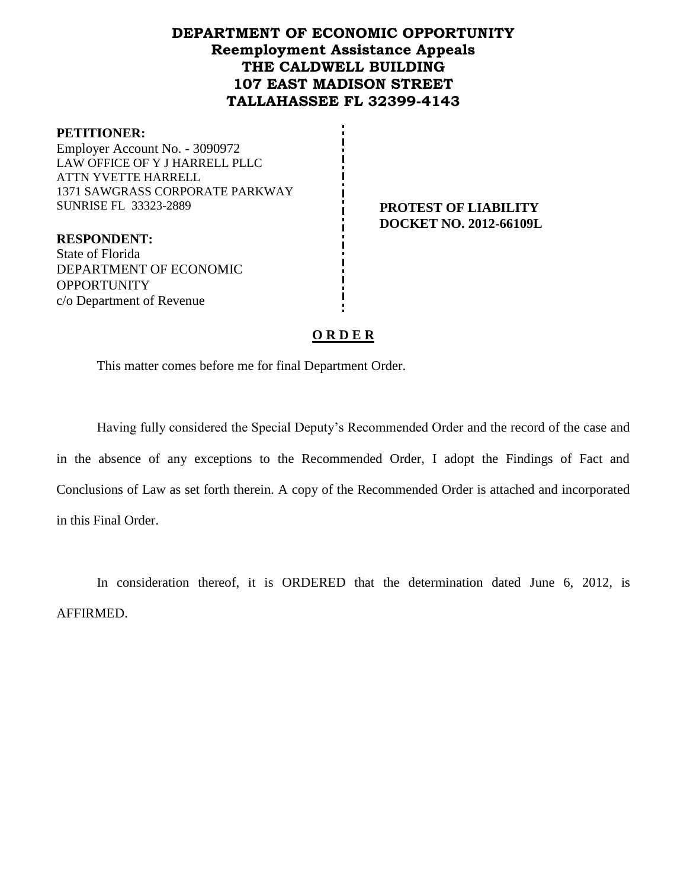# DEPARTMENT OF ECONOMIC OPPORTUNITY
## Reemployment Assistance Appeals
## THE CALDWELL BUILDING
## 107 EAST MADISON STREET
## TALLAHASSEE FL 32399-4143

**PETITIONER:**
Employer Account No. - 3090972
LAW OFFICE OF Y J HARRELL PLLC
ATTN YVETTE HARRELL
1371 SAWGRASS CORPORATE PARKWAY
SUNRISE FL 33323-2889

**PROTEST OF LIABILITY**
**DOCKET NO. 2012-66109L**

**RESPONDENT:**
State of Florida
DEPARTMENT OF ECONOMIC OPPORTUNITY
c/o Department of Revenue

**O R D E R**

This matter comes before me for final Department Order.

Having fully considered the Special Deputy's Recommended Order and the record of the case and in the absence of any exceptions to the Recommended Order, I adopt the Findings of Fact and Conclusions of Law as set forth therein. A copy of the Recommended Order is attached and incorporated in this Final Order.

In consideration thereof, it is ORDERED that the determination dated June 6, 2012, is AFFIRMED.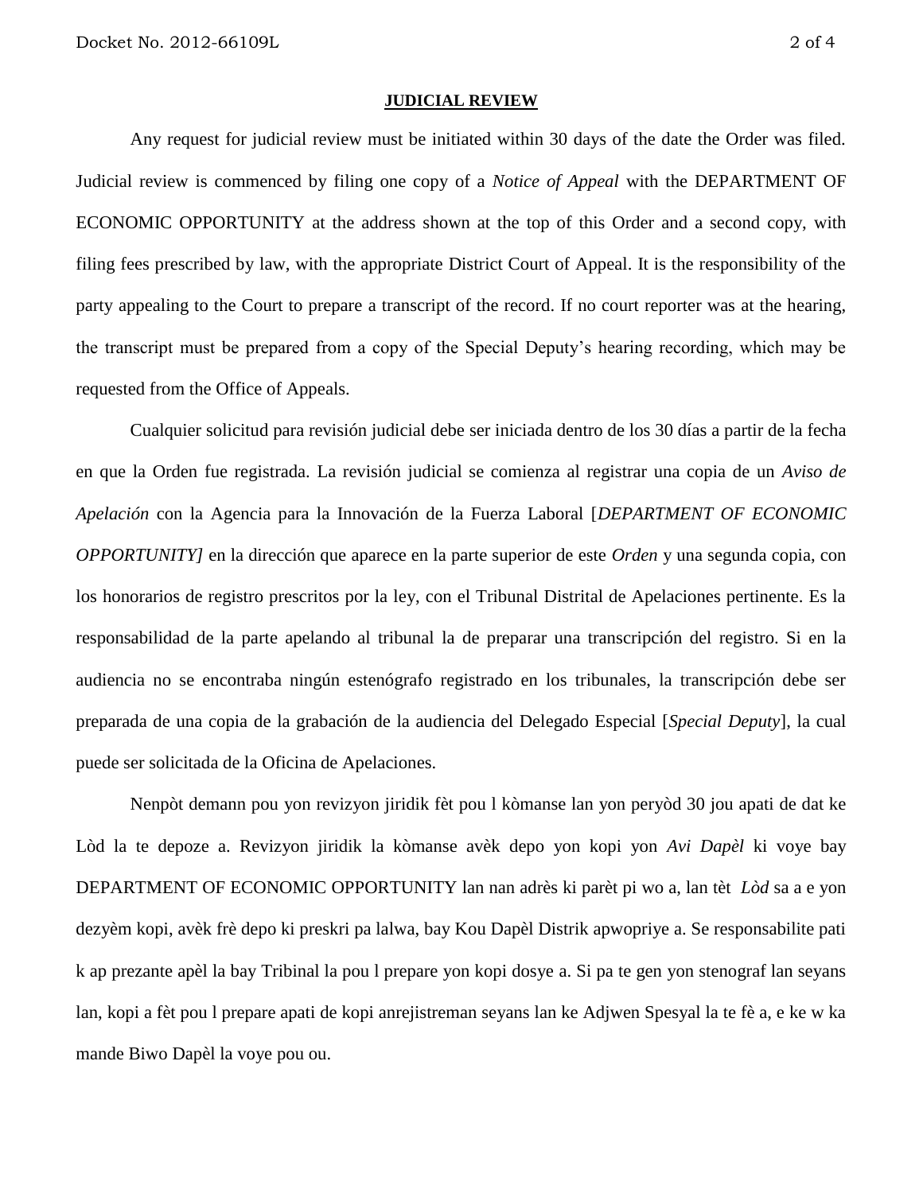**JUDICIAL REVIEW**

Any request for judicial review must be initiated within 30 days of the date the Order was filed. Judicial review is commenced by filing one copy of a *Notice of Appeal* with the DEPARTMENT OF ECONOMIC OPPORTUNITY at the address shown at the top of this Order and a second copy, with filing fees prescribed by law, with the appropriate District Court of Appeal. It is the responsibility of the party appealing to the Court to prepare a transcript of the record. If no court reporter was at the hearing, the transcript must be prepared from a copy of the Special Deputy's hearing recording, which may be requested from the Office of Appeals.

Cualquier solicitud para revisión judicial debe ser iniciada dentro de los 30 días a partir de la fecha en que la Orden fue registrada. La revisión judicial se comienza al registrar una copia de un *Aviso de Apelación* con la Agencia para la Innovación de la Fuerza Laboral [*DEPARTMENT OF ECONOMIC OPPORTUNITY]* en la dirección que aparece en la parte superior de este *Orden* y una segunda copia, con los honorarios de registro prescritos por la ley, con el Tribunal Distrital de Apelaciones pertinente. Es la responsabilidad de la parte apelando al tribunal la de preparar una transcripción del registro. Si en la audiencia no se encontraba ningún estenógrafo registrado en los tribunales, la transcripción debe ser preparada de una copia de la grabación de la audiencia del Delegado Especial [*Special Deputy*], la cual puede ser solicitada de la Oficina de Apelaciones.

Nenpòt demann pou yon revizyon jiridik fèt pou l kòmanse lan yon peryòd 30 jou apati de dat ke Lòd la te depoze a. Revizyon jiridik la kòmanse avèk depo yon kopi yon *Avi Dapèl* ki voye bay DEPARTMENT OF ECONOMIC OPPORTUNITY lan nan adrès ki parèt pi wo a, lan tèt *Lòd* sa a e yon dezyèm kopi, avèk frè depo ki preskri pa lalwa, bay Kou Dapèl Distrik apwopriye a. Se responsabilite pati k ap prezante apèl la bay Tribinal la pou l prepare yon kopi dosye a. Si pa te gen yon stenograf lan seyans lan, kopi a fèt pou l prepare apati de kopi anrejistreman seyans lan ke Adjwen Spesyal la te fè a, e ke w ka mande Biwo Dapèl la voye pou ou.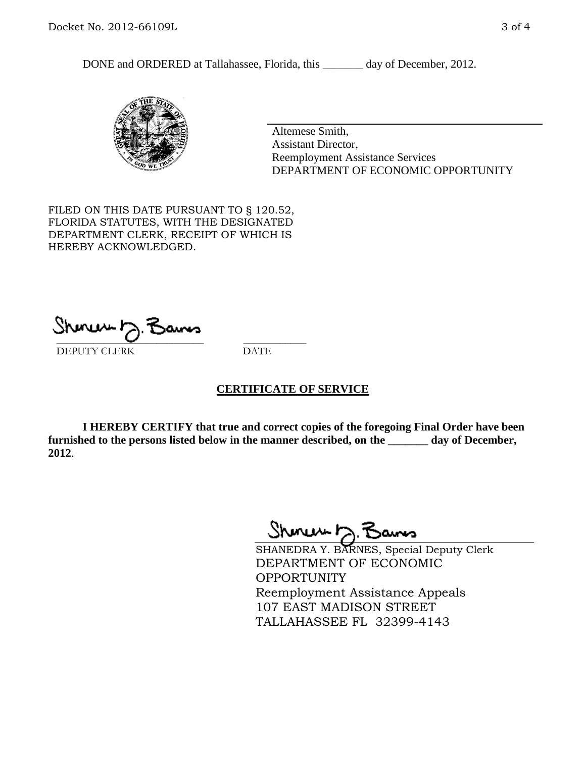DONE and ORDERED at Tallahassee, Florida, this _______ day of December, 2012.

Altemese Smith,
Assistant Director,
Reemployment Assistance Services
DEPARTMENT OF ECONOMIC OPPORTUNITY

FILED ON THIS DATE PURSUANT TO § 120.52, FLORIDA STATUTES, WITH THE DESIGNATED DEPARTMENT CLERK, RECEIPT OF WHICH IS HEREBY ACKNOWLEDGED.

_____________________________ ___________
DEPUTY CLERK DATE

## CERTIFICATE OF SERVICE

**I HEREBY CERTIFY that true and correct copies of the foregoing Final Order have been furnished to the persons listed below in the manner described, on the _______ day of December, 2012**.

SHANEDRA Y. BARNES, Special Deputy Clerk
DEPARTMENT OF ECONOMIC OPPORTUNITY
Reemployment Assistance Appeals
107 EAST MADISON STREET
TALLAHASSEE FL 32399-4143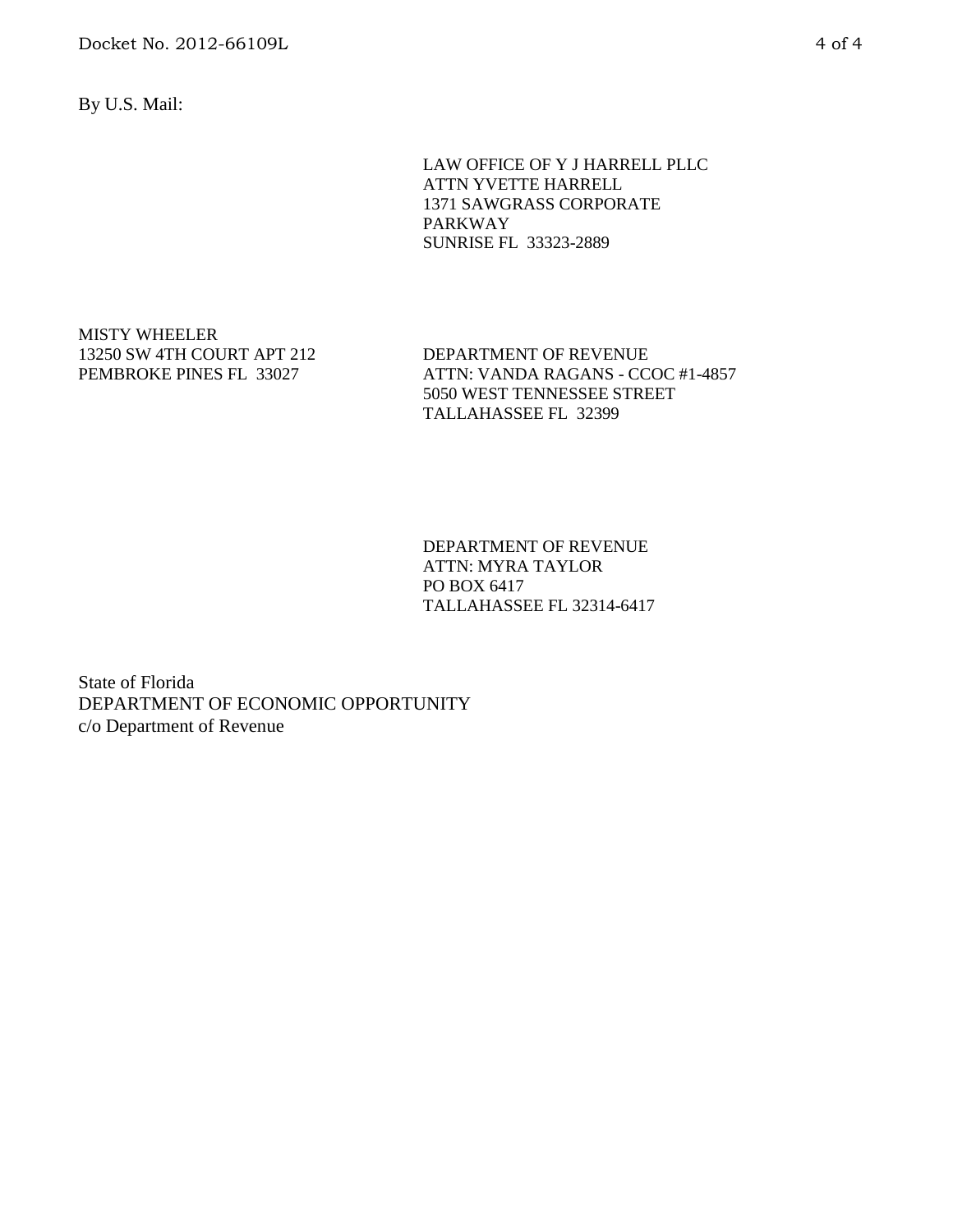By U.S. Mail:

LAW OFFICE OF Y J HARRELL PLLC
ATTN YVETTE HARRELL
1371 SAWGRASS CORPORATE
PARKWAY
SUNRISE FL 33323-2889

MISTY WHEELER
13250 SW 4TH COURT APT 212
PEMBROKE PINES FL 33027

DEPARTMENT OF REVENUE
ATTN: VANDA RAGANS - CCOC #1-4857
5050 WEST TENNESSEE STREET
TALLAHASSEE FL 32399

DEPARTMENT OF REVENUE
ATTN: MYRA TAYLOR
PO BOX 6417
TALLAHASSEE FL 32314-6417

State of Florida
DEPARTMENT OF ECONOMIC OPPORTUNITY
c/o Department of Revenue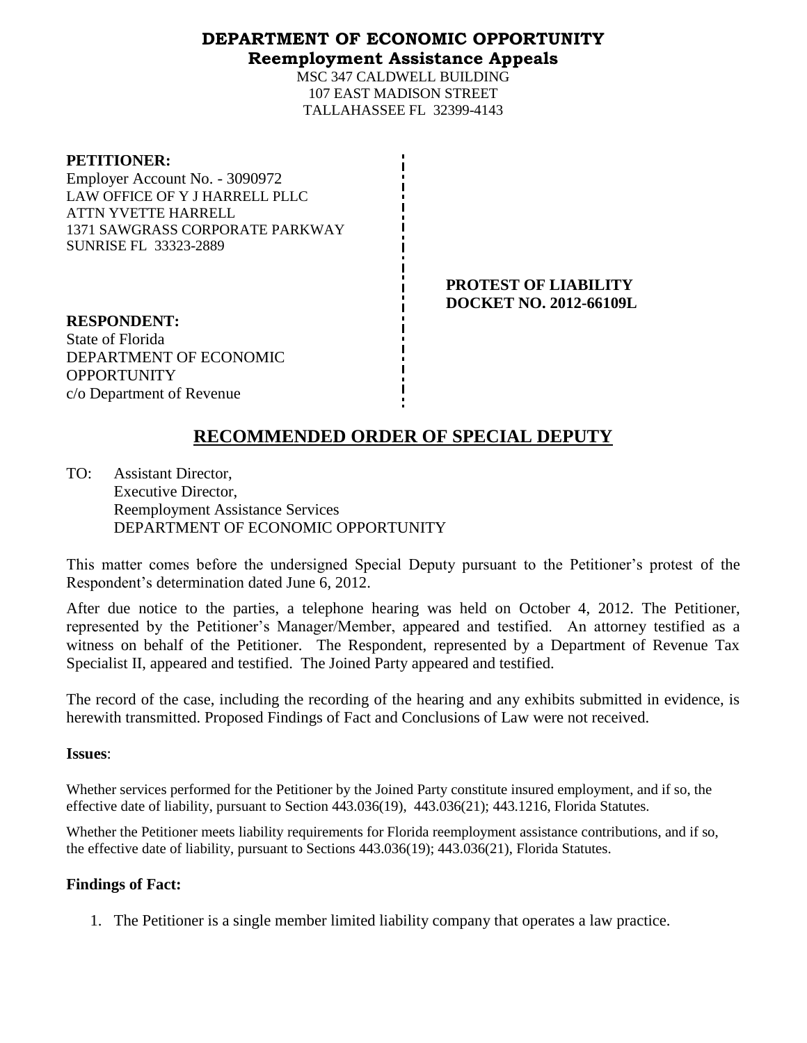# DEPARTMENT OF ECONOMIC OPPORTUNITY
## Reemployment Assistance Appeals

MSC 347 CALDWELL BUILDING
107 EAST MADISON STREET
TALLAHASSEE FL 32399-4143

**PETITIONER:**
Employer Account No. - 3090972
LAW OFFICE OF Y J HARRELL PLLC
ATTN YVETTE HARRELL
1371 SAWGRASS CORPORATE PARKWAY
SUNRISE FL 33323-2889

**PROTEST OF LIABILITY**
**DOCKET NO. 2012-66109L**

**RESPONDENT:**
State of Florida
DEPARTMENT OF ECONOMIC OPPORTUNITY
c/o Department of Revenue

# RECOMMENDED ORDER OF SPECIAL DEPUTY

TO: Assistant Director,
Executive Director,
Reemployment Assistance Services
DEPARTMENT OF ECONOMIC OPPORTUNITY

This matter comes before the undersigned Special Deputy pursuant to the Petitioner's protest of the Respondent's determination dated June 6, 2012.

After due notice to the parties, a telephone hearing was held on October 4, 2012. The Petitioner, represented by the Petitioner's Manager/Member, appeared and testified. An attorney testified as a witness on behalf of the Petitioner. The Respondent, represented by a Department of Revenue Tax Specialist II, appeared and testified. The Joined Party appeared and testified.

The record of the case, including the recording of the hearing and any exhibits submitted in evidence, is herewith transmitted. Proposed Findings of Fact and Conclusions of Law were not received.

**Issues**:

Whether services performed for the Petitioner by the Joined Party constitute insured employment, and if so, the effective date of liability, pursuant to Section 443.036(19), 443.036(21); 443.1216, Florida Statutes.

Whether the Petitioner meets liability requirements for Florida reemployment assistance contributions, and if so, the effective date of liability, pursuant to Sections 443.036(19); 443.036(21), Florida Statutes.

**Findings of Fact:**

1. The Petitioner is a single member limited liability company that operates a law practice.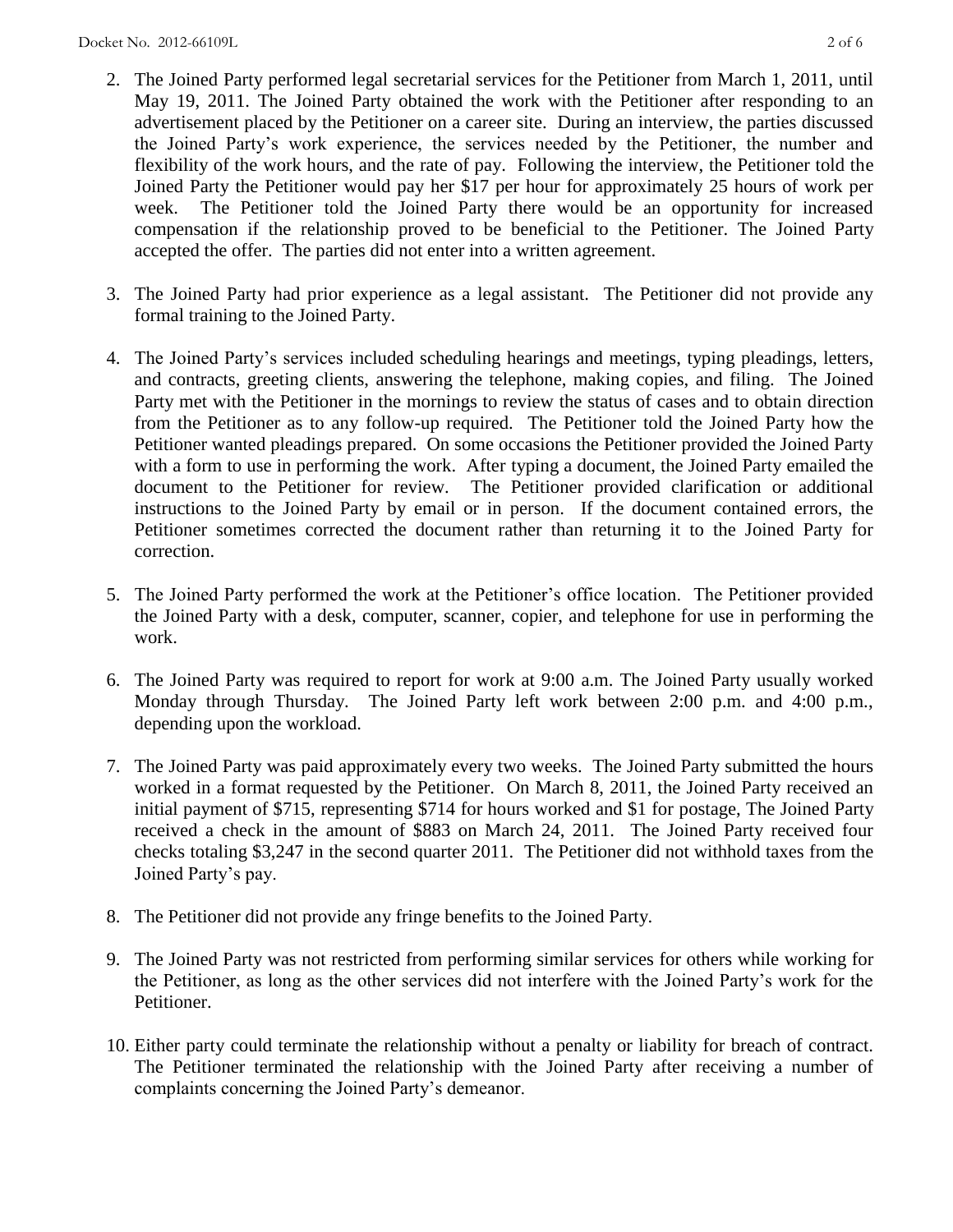2. The Joined Party performed legal secretarial services for the Petitioner from March 1, 2011, until May 19, 2011. The Joined Party obtained the work with the Petitioner after responding to an advertisement placed by the Petitioner on a career site. During an interview, the parties discussed the Joined Party's work experience, the services needed by the Petitioner, the number and flexibility of the work hours, and the rate of pay. Following the interview, the Petitioner told the Joined Party the Petitioner would pay her $17 per hour for approximately 25 hours of work per week. The Petitioner told the Joined Party there would be an opportunity for increased compensation if the relationship proved to be beneficial to the Petitioner. The Joined Party accepted the offer. The parties did not enter into a written agreement.

3. The Joined Party had prior experience as a legal assistant. The Petitioner did not provide any formal training to the Joined Party.

4. The Joined Party's services included scheduling hearings and meetings, typing pleadings, letters, and contracts, greeting clients, answering the telephone, making copies, and filing. The Joined Party met with the Petitioner in the mornings to review the status of cases and to obtain direction from the Petitioner as to any follow-up required. The Petitioner told the Joined Party how the Petitioner wanted pleadings prepared. On some occasions the Petitioner provided the Joined Party with a form to use in performing the work. After typing a document, the Joined Party emailed the document to the Petitioner for review. The Petitioner provided clarification or additional instructions to the Joined Party by email or in person. If the document contained errors, the Petitioner sometimes corrected the document rather than returning it to the Joined Party for correction.

5. The Joined Party performed the work at the Petitioner's office location. The Petitioner provided the Joined Party with a desk, computer, scanner, copier, and telephone for use in performing the work.

6. The Joined Party was required to report for work at 9:00 a.m. The Joined Party usually worked Monday through Thursday. The Joined Party left work between 2:00 p.m. and 4:00 p.m., depending upon the workload.

7. The Joined Party was paid approximately every two weeks. The Joined Party submitted the hours worked in a format requested by the Petitioner. On March 8, 2011, the Joined Party received an initial payment of $715, representing $714 for hours worked and $1 for postage, The Joined Party received a check in the amount of $883 on March 24, 2011. The Joined Party received four checks totaling $3,247 in the second quarter 2011. The Petitioner did not withhold taxes from the Joined Party's pay.

8. The Petitioner did not provide any fringe benefits to the Joined Party.

9. The Joined Party was not restricted from performing similar services for others while working for the Petitioner, as long as the other services did not interfere with the Joined Party's work for the Petitioner.

10. Either party could terminate the relationship without a penalty or liability for breach of contract. The Petitioner terminated the relationship with the Joined Party after receiving a number of complaints concerning the Joined Party's demeanor.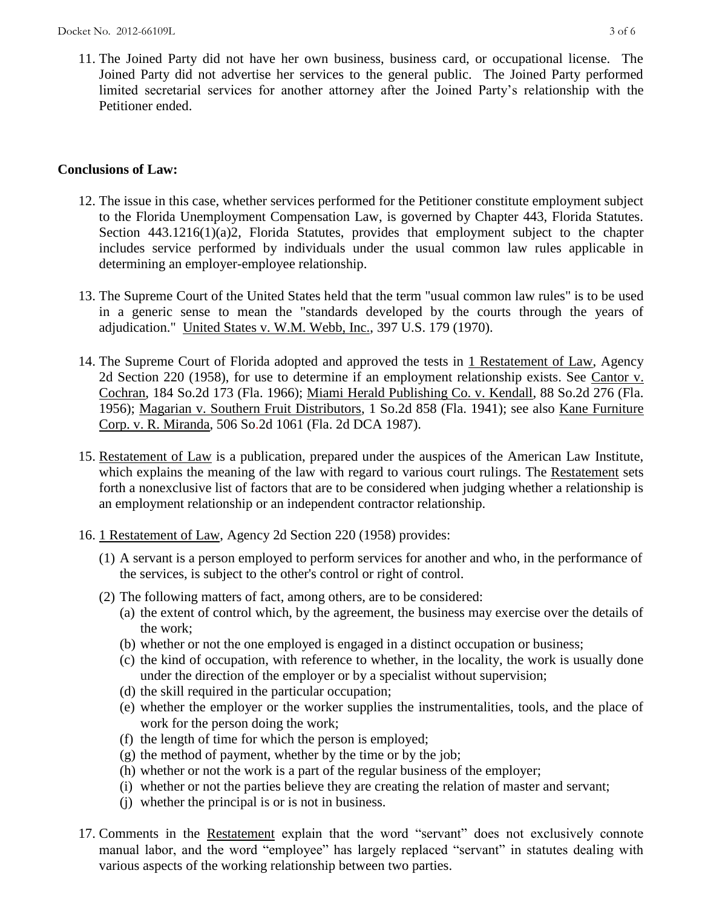11. The Joined Party did not have her own business, business card, or occupational license. The Joined Party did not advertise her services to the general public. The Joined Party performed limited secretarial services for another attorney after the Joined Party's relationship with the Petitioner ended.

**Conclusions of Law:**

12. The issue in this case, whether services performed for the Petitioner constitute employment subject to the Florida Unemployment Compensation Law, is governed by Chapter 443, Florida Statutes. Section 443.1216(1)(a)2, Florida Statutes, provides that employment subject to the chapter includes service performed by individuals under the usual common law rules applicable in determining an employer-employee relationship.

13. The Supreme Court of the United States held that the term "usual common law rules" is to be used in a generic sense to mean the "standards developed by the courts through the years of adjudication." United States v. W.M. Webb, Inc., 397 U.S. 179 (1970).

14. The Supreme Court of Florida adopted and approved the tests in 1 Restatement of Law, Agency 2d Section 220 (1958), for use to determine if an employment relationship exists. See Cantor v. Cochran, 184 So.2d 173 (Fla. 1966); Miami Herald Publishing Co. v. Kendall, 88 So.2d 276 (Fla. 1956); Magarian v. Southern Fruit Distributors, 1 So.2d 858 (Fla. 1941); see also Kane Furniture Corp. v. R. Miranda, 506 So.2d 1061 (Fla. 2d DCA 1987).

15. Restatement of Law is a publication, prepared under the auspices of the American Law Institute, which explains the meaning of the law with regard to various court rulings. The Restatement sets forth a nonexclusive list of factors that are to be considered when judging whether a relationship is an employment relationship or an independent contractor relationship.

16. 1 Restatement of Law, Agency 2d Section 220 (1958) provides:
    (1) A servant is a person employed to perform services for another and who, in the performance of the services, is subject to the other's control or right of control.
    (2) The following matters of fact, among others, are to be considered:
        (a) the extent of control which, by the agreement, the business may exercise over the details of the work;
        (b) whether or not the one employed is engaged in a distinct occupation or business;
        (c) the kind of occupation, with reference to whether, in the locality, the work is usually done under the direction of the employer or by a specialist without supervision;
        (d) the skill required in the particular occupation;
        (e) whether the employer or the worker supplies the instrumentalities, tools, and the place of work for the person doing the work;
        (f) the length of time for which the person is employed;
        (g) the method of payment, whether by the time or by the job;
        (h) whether or not the work is a part of the regular business of the employer;
        (i) whether or not the parties believe they are creating the relation of master and servant;
        (j) whether the principal is or is not in business.

17. Comments in the Restatement explain that the word "servant" does not exclusively connote manual labor, and the word "employee" has largely replaced "servant" in statutes dealing with various aspects of the working relationship between two parties.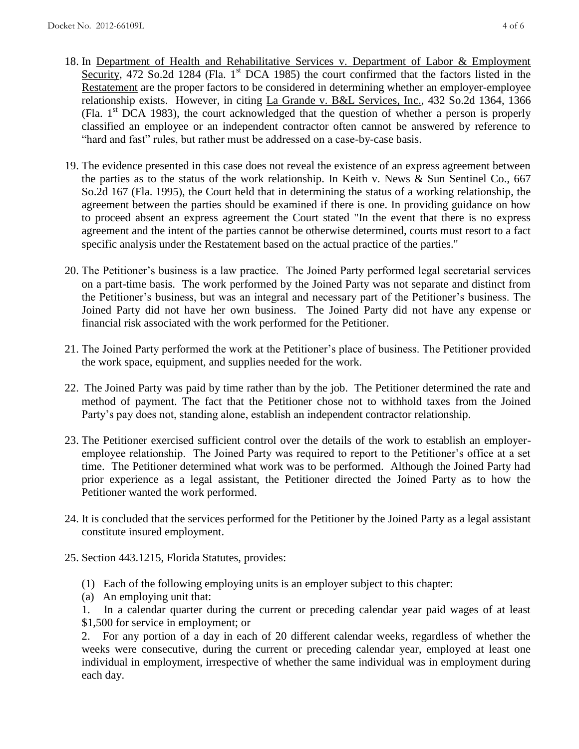18. In Department of Health and Rehabilitative Services v. Department of Labor & Employment Security, 472 So.2d 1284 (Fla. 1st DCA 1985) the court confirmed that the factors listed in the Restatement are the proper factors to be considered in determining whether an employer-employee relationship exists. However, in citing La Grande v. B&L Services, Inc., 432 So.2d 1364, 1366 (Fla. 1st DCA 1983), the court acknowledged that the question of whether a person is properly classified an employee or an independent contractor often cannot be answered by reference to "hard and fast" rules, but rather must be addressed on a case-by-case basis.

19. The evidence presented in this case does not reveal the existence of an express agreement between the parties as to the status of the work relationship. In Keith v. News & Sun Sentinel Co., 667 So.2d 167 (Fla. 1995), the Court held that in determining the status of a working relationship, the agreement between the parties should be examined if there is one. In providing guidance on how to proceed absent an express agreement the Court stated "In the event that there is no express agreement and the intent of the parties cannot be otherwise determined, courts must resort to a fact specific analysis under the Restatement based on the actual practice of the parties."

20. The Petitioner's business is a law practice. The Joined Party performed legal secretarial services on a part-time basis. The work performed by the Joined Party was not separate and distinct from the Petitioner's business, but was an integral and necessary part of the Petitioner's business. The Joined Party did not have her own business. The Joined Party did not have any expense or financial risk associated with the work performed for the Petitioner.

21. The Joined Party performed the work at the Petitioner's place of business. The Petitioner provided the work space, equipment, and supplies needed for the work.

22. The Joined Party was paid by time rather than by the job. The Petitioner determined the rate and method of payment. The fact that the Petitioner chose not to withhold taxes from the Joined Party's pay does not, standing alone, establish an independent contractor relationship.

23. The Petitioner exercised sufficient control over the details of the work to establish an employer-employee relationship. The Joined Party was required to report to the Petitioner's office at a set time. The Petitioner determined what work was to be performed. Although the Joined Party had prior experience as a legal assistant, the Petitioner directed the Joined Party as to how the Petitioner wanted the work performed.

24. It is concluded that the services performed for the Petitioner by the Joined Party as a legal assistant constitute insured employment.

25. Section 443.1215, Florida Statutes, provides:

    (1) Each of the following employing units is an employer subject to this chapter:

    (a) An employing unit that:

    1. In a calendar quarter during the current or preceding calendar year paid wages of at least $1,500 for service in employment; or

    2. For any portion of a day in each of 20 different calendar weeks, regardless of whether the weeks were consecutive, during the current or preceding calendar year, employed at least one individual in employment, irrespective of whether the same individual was in employment during each day.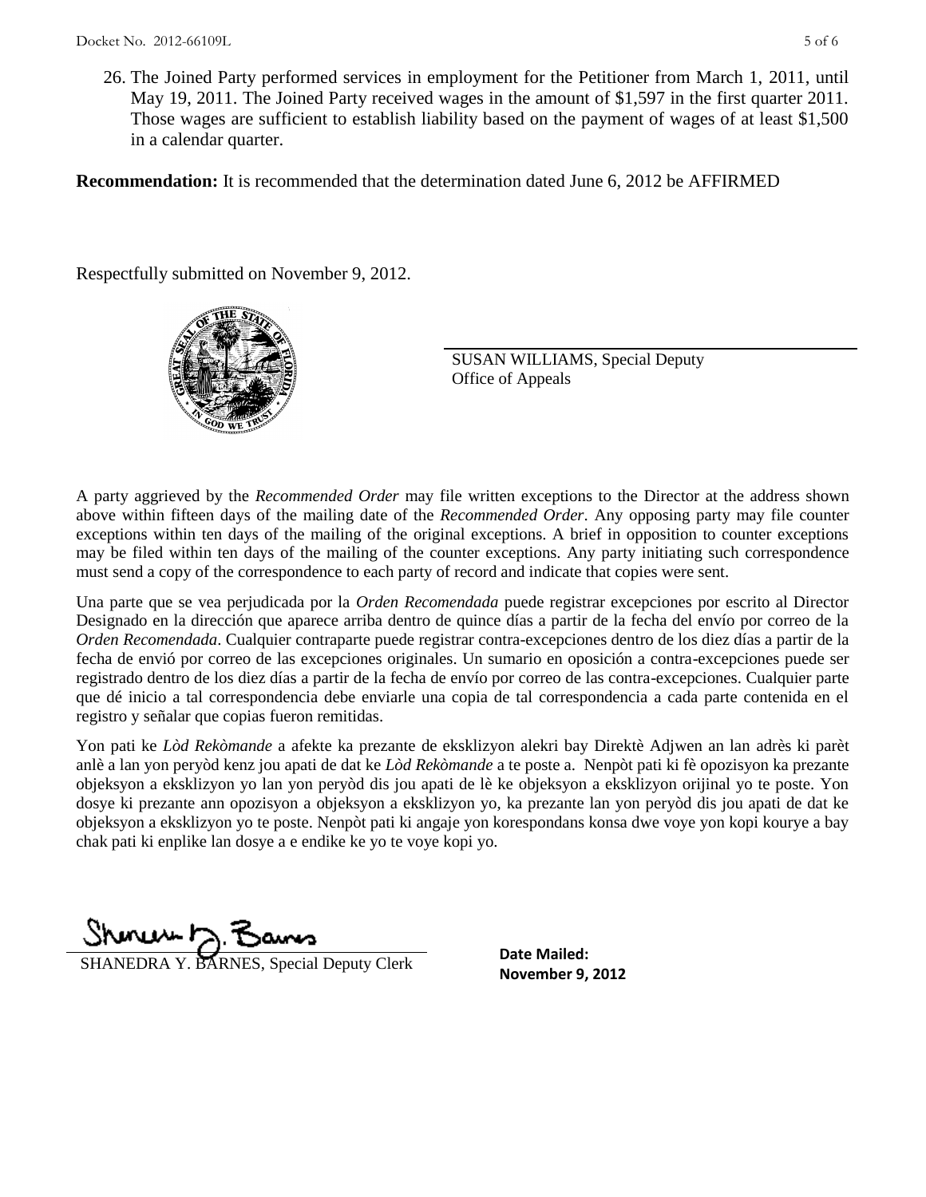26. The Joined Party performed services in employment for the Petitioner from March 1, 2011, until May 19, 2011. The Joined Party received wages in the amount of $1,597 in the first quarter 2011. Those wages are sufficient to establish liability based on the payment of wages of at least $1,500 in a calendar quarter.

**Recommendation:** It is recommended that the determination dated June 6, 2012 be AFFIRMED

Respectfully submitted on November 9, 2012.

SUSAN WILLIAMS, Special Deputy
Office of Appeals

A party aggrieved by the *Recommended Order* may file written exceptions to the Director at the address shown above within fifteen days of the mailing date of the *Recommended Order*. Any opposing party may file counter exceptions within ten days of the mailing of the original exceptions. A brief in opposition to counter exceptions may be filed within ten days of the mailing of the counter exceptions. Any party initiating such correspondence must send a copy of the correspondence to each party of record and indicate that copies were sent.

Una parte que se vea perjudicada por la *Orden Recomendada* puede registrar excepciones por escrito al Director Designado en la dirección que aparece arriba dentro de quince días a partir de la fecha del envío por correo de la *Orden Recomendada*. Cualquier contraparte puede registrar contra-excepciones dentro de los diez días a partir de la fecha de envió por correo de las excepciones originales. Un sumario en oposición a contra-excepciones puede ser registrado dentro de los diez días a partir de la fecha de envío por correo de las contra-excepciones. Cualquier parte que dé inicio a tal correspondencia debe enviarle una copia de tal correspondencia a cada parte contenida en el registro y señalar que copias fueron remitidas.

Yon pati ke *Lòd Rekòmande* a afekte ka prezante de eksklizyon alekri bay Direktè Adjwen an lan adrès ki parèt anlè a lan yon peryòd kenz jou apati de dat ke *Lòd Rekòmande* a te poste a. Nenpòt pati ki fè opozisyon ka prezante objeksyon a eksklizyon yo lan yon peryòd dis jou apati de lè ke objeksyon a eksklizyon orijinal yo te poste. Yon dosye ki prezante ann opozisyon a objeksyon a eksklizyon yo, ka prezante lan yon peryòd dis jou apati de dat ke objeksyon a eksklizyon yo te poste. Nenpòt pati ki angaje yon korespondans konsa dwe voye yon kopi kourye a bay chak pati ki enplike lan dosye a e endike ke yo te voye kopi yo.

SHANEDRA Y. BARNES, Special Deputy Clerk

**Date Mailed:**
**November 9, 2012**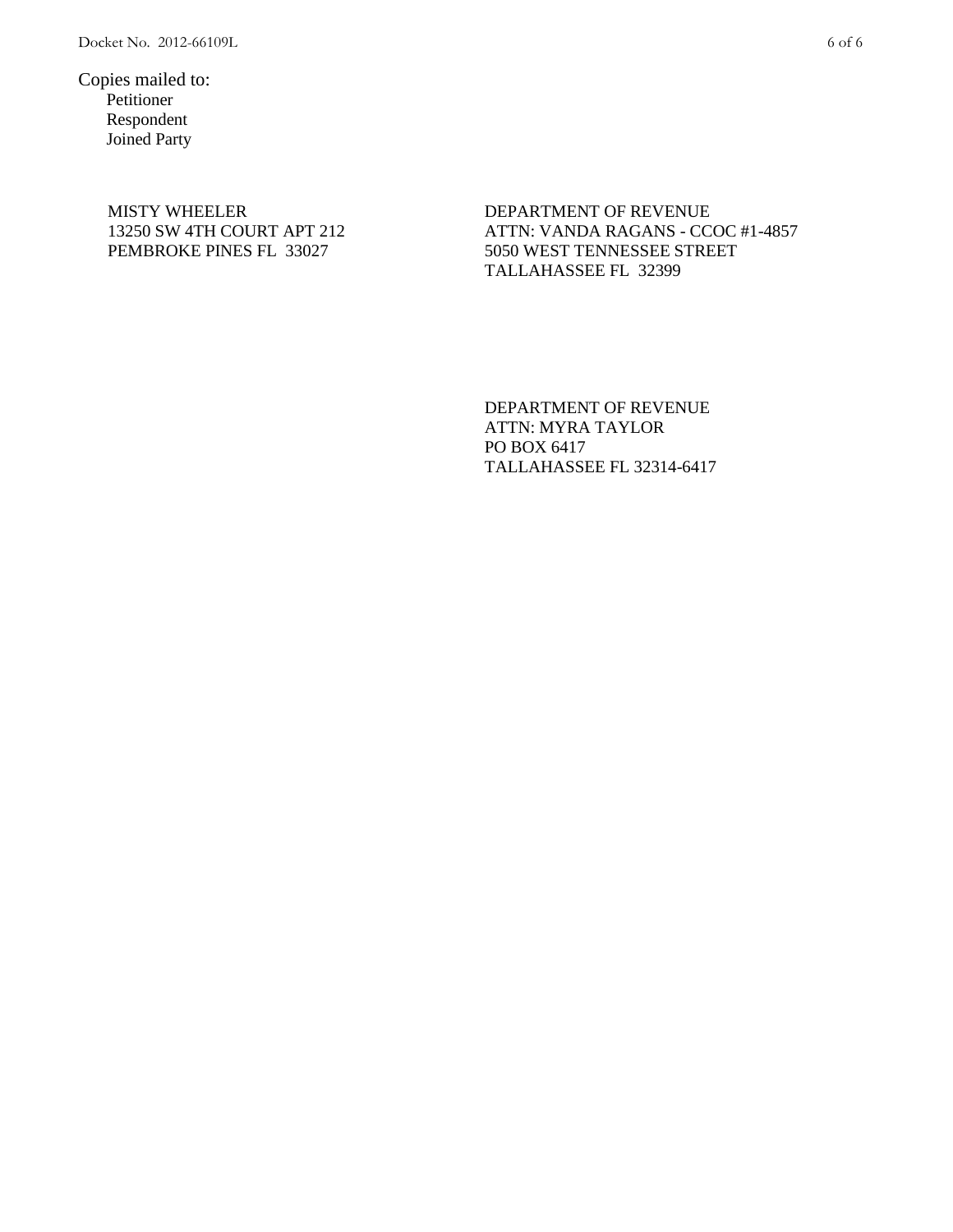Copies mailed to:
Petitioner
Respondent
Joined Party

MISTY WHEELER
13250 SW 4TH COURT APT 212
PEMBROKE PINES FL 33027

DEPARTMENT OF REVENUE
ATTN: VANDA RAGANS - CCOC #1-4857
5050 WEST TENNESSEE STREET
TALLAHASSEE FL 32399

DEPARTMENT OF REVENUE
ATTN: MYRA TAYLOR
PO BOX 6417
TALLAHASSEE FL 32314-6417